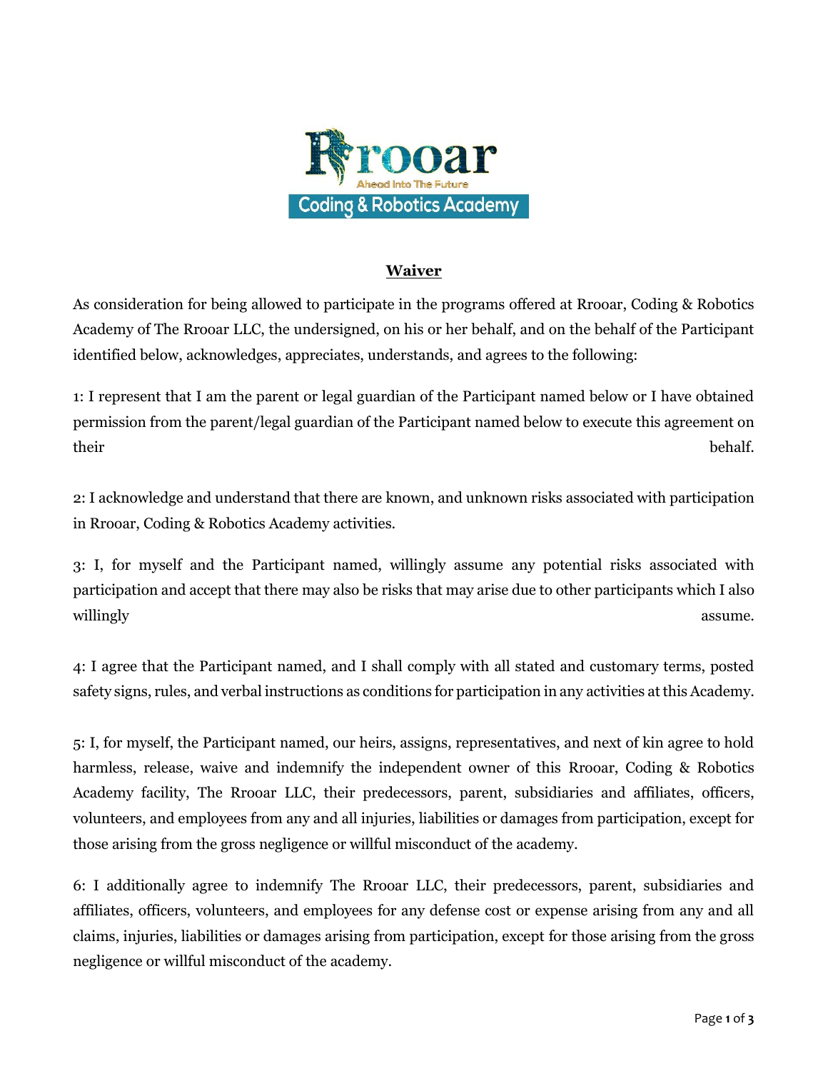# Waiver

As consideration for being allowed to participate in the programs offered at Rrooar, Coding & Robotics Academy of The Rrooar LLC, the undersigned, on his or her behalf, and on the behalf of the Participant identified below, acknowledges, appreciates, understands, and agrees to the following:

1: I represent that I am the parent or legal guardian of the Participant named below or I have obtained permission from the parent/legal guardian of the Participant named below to execute this agreement on their behalf.

2: I acknowledge and understand that there are known, and unknown risks associated with participation in Rrooar, Coding & Robotics Academy activities.

3: I, for myself and the Participant named, willingly assume any potential risks associated with participation and accept that there may also be risks that may arise due to other participants which I also willingly assume.

4: I agree that the Participant named, and I shall comply with all stated and customary terms, posted safety signs, rules, and verbal instructions as conditions for participation in any activities at this Academy.

5: I, for myself, the Participant named, our heirs, assigns, representatives, and next of kin agree to hold harmless, release, waive and indemnify the independent owner of this Rrooar, Coding & Robotics Academy facility, The Rrooar LLC, their predecessors, parent, subsidiaries and affiliates, officers, volunteers, and employees from any and all injuries, liabilities or damages from participation, except for those arising from the gross negligence or willful misconduct of the academy.

6: I additionally agree to indemnify The Rrooar LLC, their predecessors, parent, subsidiaries and affiliates, officers, volunteers, and employees for any defense cost or expense arising from any and all claims, injuries, liabilities or damages arising from participation, except for those arising from the gross negligence or willful misconduct of the academy.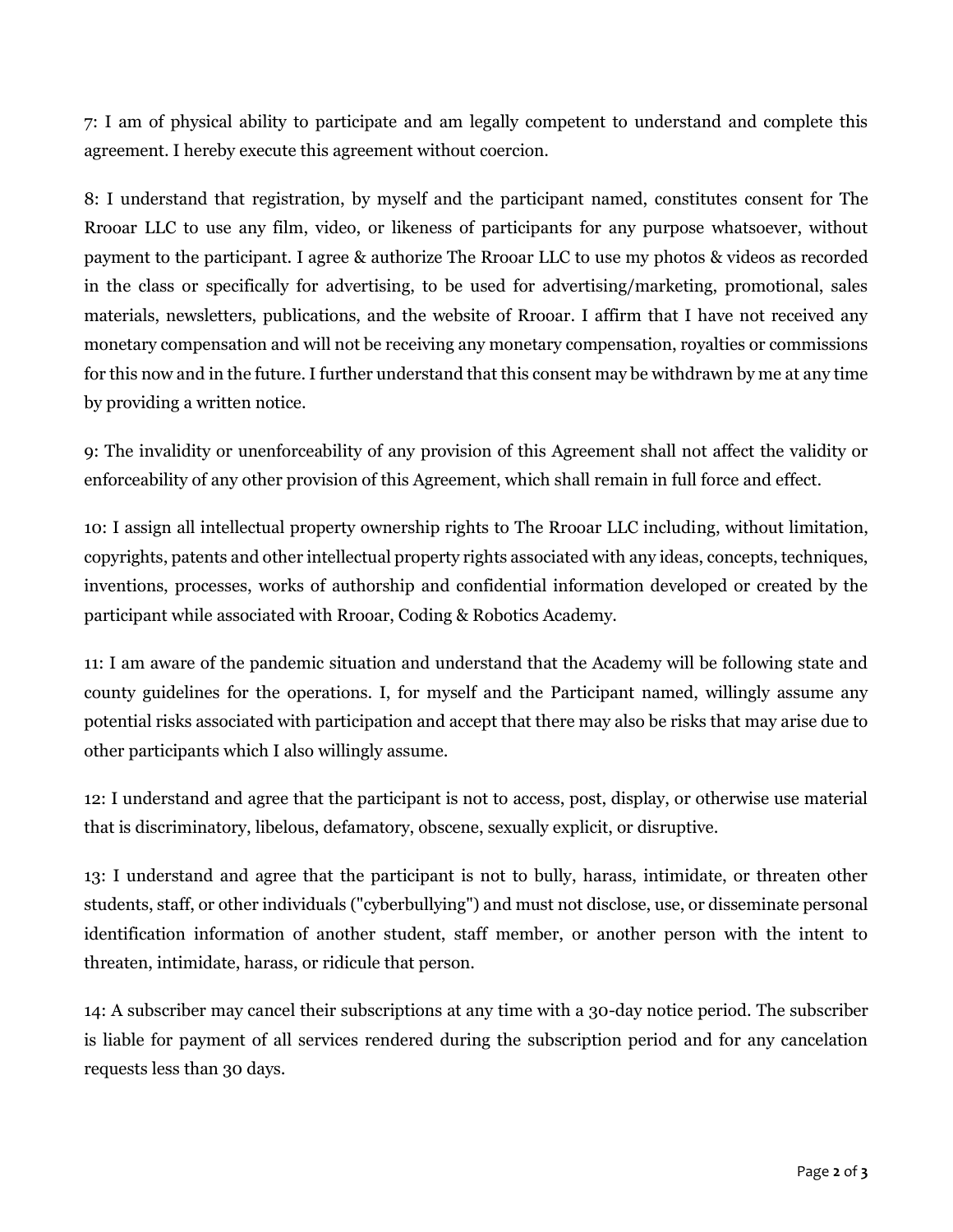7: I am of physical ability to participate and am legally competent to understand and complete this agreement. I hereby execute this agreement without coercion.

8: I understand that registration, by myself and the participant named, constitutes consent for The Rrooar LLC to use any film, video, or likeness of participants for any purpose whatsoever, without payment to the participant. I agree & authorize The Rrooar LLC to use my photos & videos as recorded in the class or specifically for advertising, to be used for advertising/marketing, promotional, sales materials, newsletters, publications, and the website of Rrooar. I affirm that I have not received any monetary compensation and will not be receiving any monetary compensation, royalties or commissions for this now and in the future. I further understand that this consent may be withdrawn by me at any time by providing a written notice.

9: The invalidity or unenforceability of any provision of this Agreement shall not affect the validity or enforceability of any other provision of this Agreement, which shall remain in full force and effect.

10: I assign all intellectual property ownership rights to The Rrooar LLC including, without limitation, copyrights, patents and other intellectual property rights associated with any ideas, concepts, techniques, inventions, processes, works of authorship and confidential information developed or created by the participant while associated with Rrooar, Coding & Robotics Academy.

11: I am aware of the pandemic situation and understand that the Academy will be following state and county guidelines for the operations. I, for myself and the Participant named, willingly assume any potential risks associated with participation and accept that there may also be risks that may arise due to other participants which I also willingly assume.

12: I understand and agree that the participant is not to access, post, display, or otherwise use material that is discriminatory, libelous, defamatory, obscene, sexually explicit, or disruptive.

13: I understand and agree that the participant is not to bully, harass, intimidate, or threaten other students, staff, or other individuals ("cyberbullying") and must not disclose, use, or disseminate personal identification information of another student, staff member, or another person with the intent to threaten, intimidate, harass, or ridicule that person.

14: A subscriber may cancel their subscriptions at any time with a 30-day notice period. The subscriber is liable for payment of all services rendered during the subscription period and for any cancelation requests less than 30 days.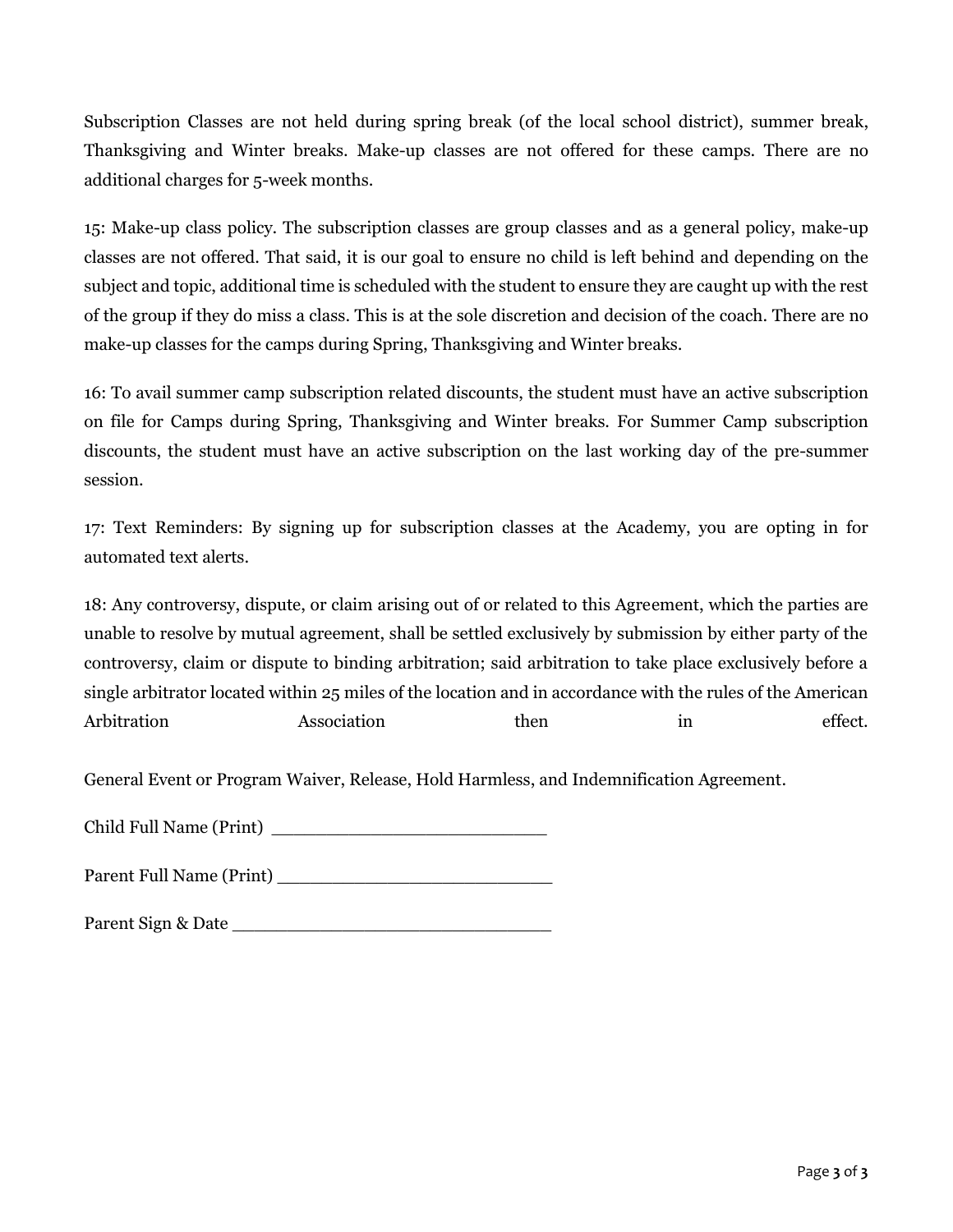Subscription Classes are not held during spring break (of the local school district), summer break, Thanksgiving and Winter breaks. Make-up classes are not offered for these camps. There are no additional charges for 5-week months.

15: Make-up class policy. The subscription classes are group classes and as a general policy, make-up classes are not offered. That said, it is our goal to ensure no child is left behind and depending on the subject and topic, additional time is scheduled with the student to ensure they are caught up with the rest of the group if they do miss a class. This is at the sole discretion and decision of the coach. There are no make-up classes for the camps during Spring, Thanksgiving and Winter breaks.

16: To avail summer camp subscription related discounts, the student must have an active subscription on file for Camps during Spring, Thanksgiving and Winter breaks. For Summer Camp subscription discounts, the student must have an active subscription on the last working day of the pre-summer session.

17: Text Reminders: By signing up for subscription classes at the Academy, you are opting in for automated text alerts.

18: Any controversy, dispute, or claim arising out of or related to this Agreement, which the parties are unable to resolve by mutual agreement, shall be settled exclusively by submission by either party of the controversy, claim or dispute to binding arbitration; said arbitration to take place exclusively before a single arbitrator located within 25 miles of the location and in accordance with the rules of the American Arbitration Association then in effect.

General Event or Program Waiver, Release, Hold Harmless, and Indemnification Agreement.

Child Full Name (Print) __________________________

Parent Full Name (Print) __________________________

Parent Sign & Date ______________________________